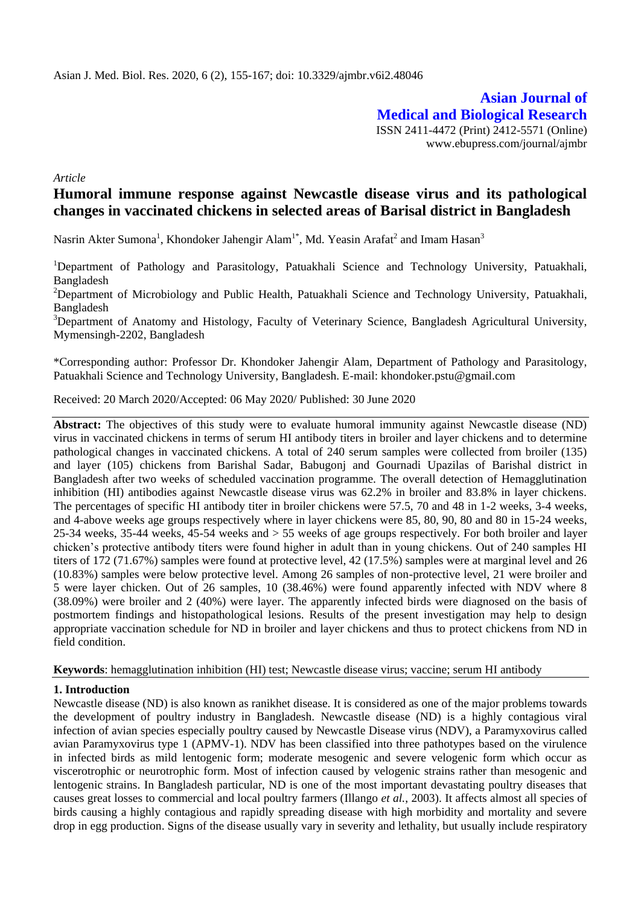*Article*

# Humoral immune response against Newcastle disease virus and its pathological changes in vaccinated chickens in selected areas of Barisal district in Bangladesh

Nasrin Akter Sumona[1], Khondoker Jahengir Alam[1*], Md. Yeasin Arafat[2] and Imam Hasan[3]

[1]Department of Pathology and Parasitology, Patuakhali Science and Technology University, Patuakhali, Bangladesh

[2]Department of Microbiology and Public Health, Patuakhali Science and Technology University, Patuakhali, Bangladesh

[3]Department of Anatomy and Histology, Faculty of Veterinary Science, Bangladesh Agricultural University, Mymensingh-2202, Bangladesh

*Corresponding author: Professor Dr. Khondoker Jahengir Alam, Department of Pathology and Parasitology, Patuakhali Science and Technology University, Bangladesh. E-mail: khondoker.pstu@gmail.com

Received: 20 March 2020/Accepted: 06 May 2020/ Published: 30 June 2020

**Abstract:** The objectives of this study were to evaluate humoral immunity against Newcastle disease (ND) virus in vaccinated chickens in terms of serum HI antibody titers in broiler and layer chickens and to determine pathological changes in vaccinated chickens. A total of 240 serum samples were collected from broiler (135) and layer (105) chickens from Barishal Sadar, Babugonj and Gournadi Upazilas of Barishal district in Bangladesh after two weeks of scheduled vaccination programme. The overall detection of Hemagglutination inhibition (HI) antibodies against Newcastle disease virus was 62.2% in broiler and 83.8% in layer chickens. The percentages of specific HI antibody titer in broiler chickens were 57.5, 70 and 48 in 1-2 weeks, 3-4 weeks, and 4-above weeks age groups respectively where in layer chickens were 85, 80, 90, 80 and 80 in 15-24 weeks, 25-34 weeks, 35-44 weeks, 45-54 weeks and > 55 weeks of age groups respectively. For both broiler and layer chicken's protective antibody titers were found higher in adult than in young chickens. Out of 240 samples HI titers of 172 (71.67%) samples were found at protective level, 42 (17.5%) samples were at marginal level and 26 (10.83%) samples were below protective level. Among 26 samples of non-protective level, 21 were broiler and 5 were layer chicken. Out of 26 samples, 10 (38.46%) were found apparently infected with NDV where 8 (38.09%) were broiler and 2 (40%) were layer. The apparently infected birds were diagnosed on the basis of postmortem findings and histopathological lesions. Results of the present investigation may help to design appropriate vaccination schedule for ND in broiler and layer chickens and thus to protect chickens from ND in field condition.

**Keywords**: hemagglutination inhibition (HI) test; Newcastle disease virus; vaccine; serum HI antibody

## 1. Introduction

Newcastle disease (ND) is also known as ranikhet disease. It is considered as one of the major problems towards the development of poultry industry in Bangladesh. Newcastle disease (ND) is a highly contagious viral infection of avian species especially poultry caused by Newcastle Disease virus (NDV), a Paramyxovirus called avian Paramyxovirus type 1 (APMV-1). NDV has been classified into three pathotypes based on the virulence in infected birds as mild lentogenic form; moderate mesogenic and severe velogenic form which occur as viscerotrophic or neurotrophic form. Most of infection caused by velogenic strains rather than mesogenic and lentogenic strains. In Bangladesh particular, ND is one of the most important devastating poultry diseases that causes great losses to commercial and local poultry farmers (Illango *et al.*, 2003). It affects almost all species of birds causing a highly contagious and rapidly spreading disease with high morbidity and mortality and severe drop in egg production. Signs of the disease usually vary in severity and lethality, but usually include respiratory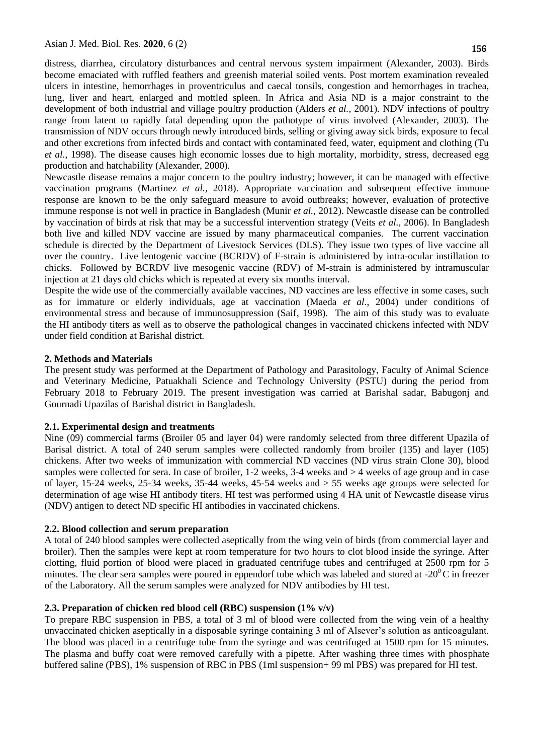distress, diarrhea, circulatory disturbances and central nervous system impairment (Alexander, 2003). Birds become emaciated with ruffled feathers and greenish material soiled vents. Post mortem examination revealed ulcers in intestine, hemorrhages in proventriculus and caecal tonsils, congestion and hemorrhages in trachea, lung, liver and heart, enlarged and mottled spleen. In Africa and Asia ND is a major constraint to the development of both industrial and village poultry production (Alders *et al.*, 2001). NDV infections of poultry range from latent to rapidly fatal depending upon the pathotype of virus involved (Alexander, 2003). The transmission of NDV occurs through newly introduced birds, selling or giving away sick birds, exposure to fecal and other excretions from infected birds and contact with contaminated feed, water, equipment and clothing (Tu *et al.,* 1998). The disease causes high economic losses due to high mortality, morbidity, stress, decreased egg production and hatchability (Alexander, 2000).

Newcastle disease remains a major concern to the poultry industry; however, it can be managed with effective vaccination programs (Martinez *et al.*, 2018). Appropriate vaccination and subsequent effective immune response are known to be the only safeguard measure to avoid outbreaks; however, evaluation of protective immune response is not well in practice in Bangladesh (Munir *et al.*, 2012). Newcastle disease can be controlled by vaccination of birds at risk that may be a successful intervention strategy (Veits *et al.*, 2006). In Bangladesh both live and killed NDV vaccine are issued by many pharmaceutical companies. The current vaccination schedule is directed by the Department of Livestock Services (DLS). They issue two types of live vaccine all over the country. Live lentogenic vaccine (BCRDV) of F-strain is administered by intra-ocular instillation to chicks. Followed by BCRDV live mesogenic vaccine (RDV) of M-strain is administered by intramuscular injection at 21 days old chicks which is repeated at every six months interval.

Despite the wide use of the commercially available vaccines, ND vaccines are less effective in some cases, such as for immature or elderly individuals, age at vaccination (Maeda *et al*., 2004) under conditions of environmental stress and because of immunosuppression (Saif, 1998). The aim of this study was to evaluate the HI antibody titers as well as to observe the pathological changes in vaccinated chickens infected with NDV under field condition at Barishal district.

## 2. Methods and Materials

The present study was performed at the Department of Pathology and Parasitology, Faculty of Animal Science and Veterinary Medicine, Patuakhali Science and Technology University (PSTU) during the period from February 2018 to February 2019. The present investigation was carried at Barishal sadar, Babugonj and Gournadi Upazilas of Barishal district in Bangladesh.

### 2.1. Experimental design and treatments

Nine (09) commercial farms (Broiler 05 and layer 04) were randomly selected from three different Upazila of Barisal district. A total of 240 serum samples were collected randomly from broiler (135) and layer (105) chickens. After two weeks of immunization with commercial ND vaccines (ND virus strain Clone 30), blood samples were collected for sera. In case of broiler, 1-2 weeks, 3-4 weeks and > 4 weeks of age group and in case of layer, 15-24 weeks, 25-34 weeks, 35-44 weeks, 45-54 weeks and > 55 weeks age groups were selected for determination of age wise HI antibody titers. HI test was performed using 4 HA unit of Newcastle disease virus (NDV) antigen to detect ND specific HI antibodies in vaccinated chickens.

### 2.2. Blood collection and serum preparation

A total of 240 blood samples were collected aseptically from the wing vein of birds (from commercial layer and broiler). Then the samples were kept at room temperature for two hours to clot blood inside the syringe. After clotting, fluid portion of blood were placed in graduated centrifuge tubes and centrifuged at 2500 rpm for 5 minutes. The clear sera samples were poured in eppendorf tube which was labeled and stored at -20$^0$C in freezer of the Laboratory. All the serum samples were analyzed for NDV antibodies by HI test.

### 2.3. Preparation of chicken red blood cell (RBC) suspension (1% v/v)

To prepare RBC suspension in PBS, a total of 3 ml of blood were collected from the wing vein of a healthy unvaccinated chicken aseptically in a disposable syringe containing 3 ml of Alsever's solution as anticoagulant. The blood was placed in a centrifuge tube from the syringe and was centrifuged at 1500 rpm for 15 minutes. The plasma and buffy coat were removed carefully with a pipette. After washing three times with phosphate buffered saline (PBS), 1% suspension of RBC in PBS (1ml suspension+ 99 ml PBS) was prepared for HI test.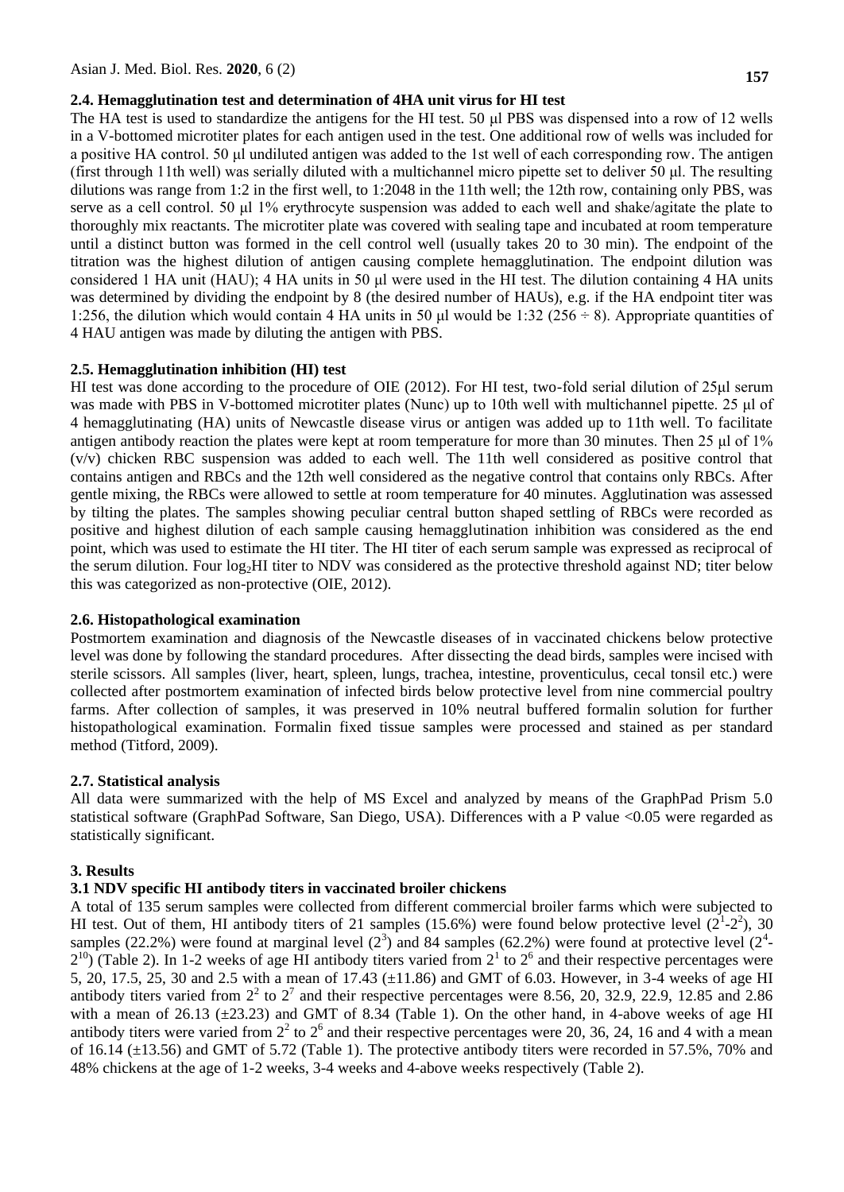### 2.4. Hemagglutination test and determination of 4HA unit virus for HI test

The HA test is used to standardize the antigens for the HI test. 50 μl PBS was dispensed into a row of 12 wells in a V-bottomed microtiter plates for each antigen used in the test. One additional row of wells was included for a positive HA control. 50 μl undiluted antigen was added to the 1st well of each corresponding row. The antigen (first through 11th well) was serially diluted with a multichannel micro pipette set to deliver 50 μl. The resulting dilutions was range from 1:2 in the first well, to 1:2048 in the 11th well; the 12th row, containing only PBS, was serve as a cell control. 50 μl 1% erythrocyte suspension was added to each well and shake/agitate the plate to thoroughly mix reactants. The microtiter plate was covered with sealing tape and incubated at room temperature until a distinct button was formed in the cell control well (usually takes 20 to 30 min). The endpoint of the titration was the highest dilution of antigen causing complete hemagglutination. The endpoint dilution was considered 1 HA unit (HAU); 4 HA units in 50 μl were used in the HI test. The dilution containing 4 HA units was determined by dividing the endpoint by 8 (the desired number of HAUs), e.g. if the HA endpoint titer was 1:256, the dilution which would contain 4 HA units in 50 μl would be 1:32 (256 ÷ 8). Appropriate quantities of 4 HAU antigen was made by diluting the antigen with PBS.

### 2.5. Hemagglutination inhibition (HI) test

HI test was done according to the procedure of OIE (2012). For HI test, two-fold serial dilution of 25μl serum was made with PBS in V-bottomed microtiter plates (Nunc) up to 10th well with multichannel pipette. 25 μl of 4 hemagglutinating (HA) units of Newcastle disease virus or antigen was added up to 11th well. To facilitate antigen antibody reaction the plates were kept at room temperature for more than 30 minutes. Then 25 μl of 1% (v/v) chicken RBC suspension was added to each well. The 11th well considered as positive control that contains antigen and RBCs and the 12th well considered as the negative control that contains only RBCs. After gentle mixing, the RBCs were allowed to settle at room temperature for 40 minutes. Agglutination was assessed by tilting the plates. The samples showing peculiar central button shaped settling of RBCs were recorded as positive and highest dilution of each sample causing hemagglutination inhibition was considered as the end point, which was used to estimate the HI titer. The HI titer of each serum sample was expressed as reciprocal of the serum dilution. Four $\log_2$HI titer to NDV was considered as the protective threshold against ND; titer below this was categorized as non-protective (OIE, 2012).

### 2.6. Histopathological examination

Postmortem examination and diagnosis of the Newcastle diseases of in vaccinated chickens below protective level was done by following the standard procedures. After dissecting the dead birds, samples were incised with sterile scissors. All samples (liver, heart, spleen, lungs, trachea, intestine, proventiculus, cecal tonsil etc.) were collected after postmortem examination of infected birds below protective level from nine commercial poultry farms. After collection of samples, it was preserved in 10% neutral buffered formalin solution for further histopathological examination. Formalin fixed tissue samples were processed and stained as per standard method (Titford, 2009).

### 2.7. Statistical analysis

All data were summarized with the help of MS Excel and analyzed by means of the GraphPad Prism 5.0 statistical software (GraphPad Software, San Diego, USA). Differences with a P value <0.05 were regarded as statistically significant.

## 3. Results

### 3.1 NDV specific HI antibody titers in vaccinated broiler chickens

A total of 135 serum samples were collected from different commercial broiler farms which were subjected to HI test. Out of them, HI antibody titers of 21 samples (15.6%) were found below protective level ($2^1$-$2^2$), 30 samples (22.2%) were found at marginal level ($2^3$) and 84 samples (62.2%) were found at protective level ($2^4$-$2^{10}$) (Table 2). In 1-2 weeks of age HI antibody titers varied from $2^1$ to $2^6$ and their respective percentages were 5, 20, 17.5, 25, 30 and 2.5 with a mean of 17.43 (±11.86) and GMT of 6.03. However, in 3-4 weeks of age HI antibody titers varied from $2^2$ to $2^7$ and their respective percentages were 8.56, 20, 32.9, 22.9, 12.85 and 2.86 with a mean of 26.13 (±23.23) and GMT of 8.34 (Table 1). On the other hand, in 4-above weeks of age HI antibody titers were varied from $2^2$ to $2^6$ and their respective percentages were 20, 36, 24, 16 and 4 with a mean of 16.14 (±13.56) and GMT of 5.72 (Table 1). The protective antibody titers were recorded in 57.5%, 70% and 48% chickens at the age of 1-2 weeks, 3-4 weeks and 4-above weeks respectively (Table 2).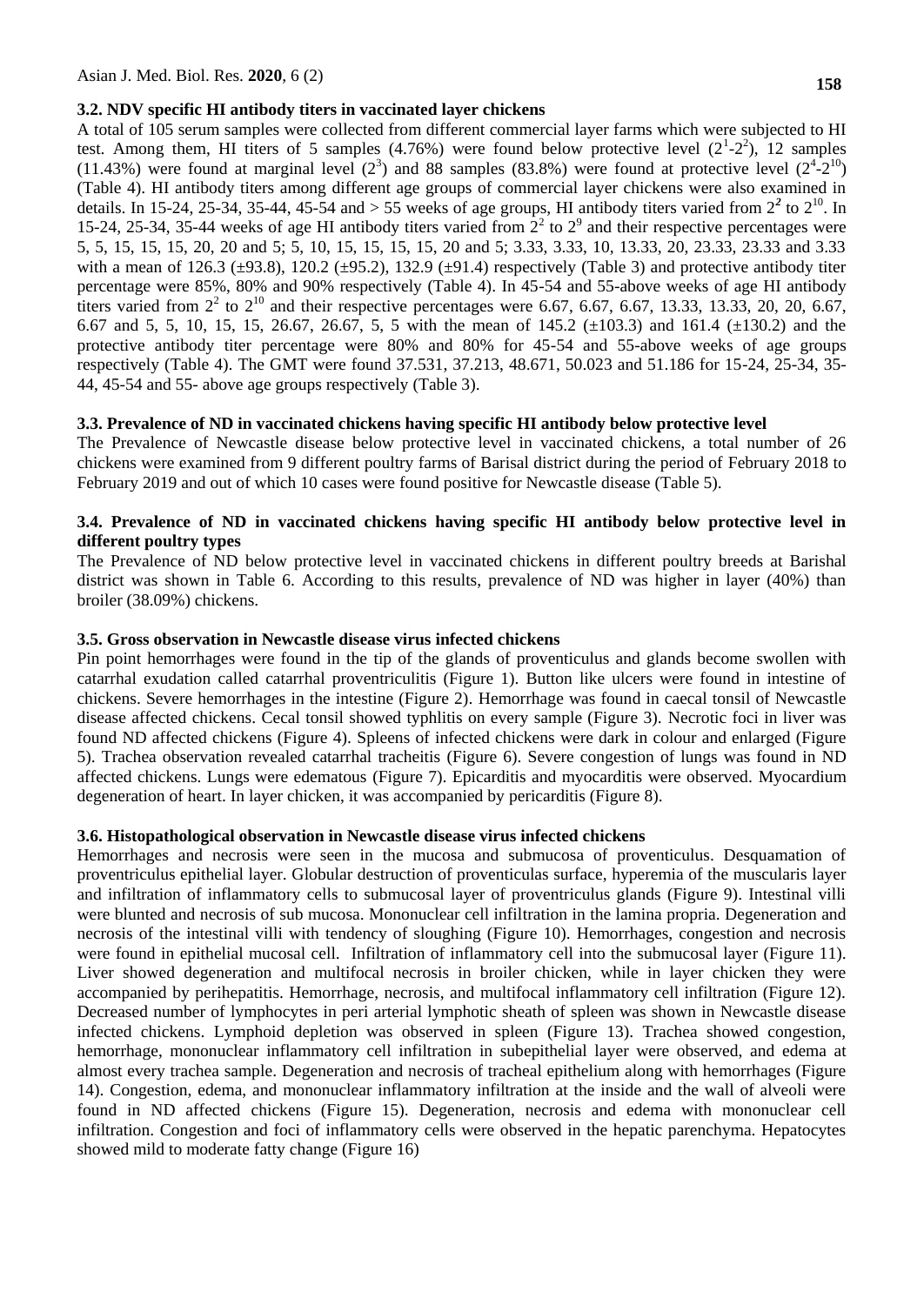### 3.2. NDV specific HI antibody titers in vaccinated layer chickens

A total of 105 serum samples were collected from different commercial layer farms which were subjected to HI test. Among them, HI titers of 5 samples (4.76%) were found below protective level ($2^1$-$2^2$), 12 samples (11.43%) were found at marginal level ($2^3$) and 88 samples (83.8%) were found at protective level ($2^4$-$2^{10}$) (Table 4). HI antibody titers among different age groups of commercial layer chickens were also examined in details. In 15-24, 25-34, 35-44, 45-54 and > 55 weeks of age groups, HI antibody titers varied from $2^2$ to $2^{10}$. In 15-24, 25-34, 35-44 weeks of age HI antibody titers varied from $2^2$ to $2^9$ and their respective percentages were 5, 5, 15, 15, 15, 20, 20 and 5; 5, 10, 15, 15, 15, 15, 20 and 5; 3.33, 3.33, 10, 13.33, 20, 23.33, 23.33 and 3.33 with a mean of 126.3 (±93.8), 120.2 (±95.2), 132.9 (±91.4) respectively (Table 3) and protective antibody titer percentage were 85%, 80% and 90% respectively (Table 4). In 45-54 and 55-above weeks of age HI antibody titers varied from $2^2$ to $2^{10}$ and their respective percentages were 6.67, 6.67, 6.67, 13.33, 13.33, 20, 20, 6.67, 6.67 and 5, 5, 10, 15, 15, 26.67, 26.67, 5, 5 with the mean of 145.2 (±103.3) and 161.4 (±130.2) and the protective antibody titer percentage were 80% and 80% for 45-54 and 55-above weeks of age groups respectively (Table 4). The GMT were found 37.531, 37.213, 48.671, 50.023 and 51.186 for 15-24, 25-34, 35-44, 45-54 and 55- above age groups respectively (Table 3).

### 3.3. Prevalence of ND in vaccinated chickens having specific HI antibody below protective level

The Prevalence of Newcastle disease below protective level in vaccinated chickens, a total number of 26 chickens were examined from 9 different poultry farms of Barisal district during the period of February 2018 to February 2019 and out of which 10 cases were found positive for Newcastle disease (Table 5).

### 3.4. Prevalence of ND in vaccinated chickens having specific HI antibody below protective level in different poultry types

The Prevalence of ND below protective level in vaccinated chickens in different poultry breeds at Barishal district was shown in Table 6. According to this results, prevalence of ND was higher in layer (40%) than broiler (38.09%) chickens.

### 3.5. Gross observation in Newcastle disease virus infected chickens

Pin point hemorrhages were found in the tip of the glands of proventiculus and glands become swollen with catarrhal exudation called catarrhal proventriculitis (Figure 1). Button like ulcers were found in intestine of chickens. Severe hemorrhages in the intestine (Figure 2). Hemorrhage was found in caecal tonsil of Newcastle disease affected chickens. Cecal tonsil showed typhlitis on every sample (Figure 3). Necrotic foci in liver was found ND affected chickens (Figure 4). Spleens of infected chickens were dark in colour and enlarged (Figure 5). Trachea observation revealed catarrhal tracheitis (Figure 6). Severe congestion of lungs was found in ND affected chickens. Lungs were edematous (Figure 7). Epicarditis and myocarditis were observed. Myocardium degeneration of heart. In layer chicken, it was accompanied by pericarditis (Figure 8).

### 3.6. Histopathological observation in Newcastle disease virus infected chickens

Hemorrhages and necrosis were seen in the mucosa and submucosa of proventiculus. Desquamation of proventriculus epithelial layer. Globular destruction of proventiculas surface, hyperemia of the muscularis layer and infiltration of inflammatory cells to submucosal layer of proventriculus glands (Figure 9). Intestinal villi were blunted and necrosis of sub mucosa. Mononuclear cell infiltration in the lamina propria. Degeneration and necrosis of the intestinal villi with tendency of sloughing (Figure 10). Hemorrhages, congestion and necrosis were found in epithelial mucosal cell. Infiltration of inflammatory cell into the submucosal layer (Figure 11). Liver showed degeneration and multifocal necrosis in broiler chicken, while in layer chicken they were accompanied by perihepatitis. Hemorrhage, necrosis, and multifocal inflammatory cell infiltration (Figure 12). Decreased number of lymphocytes in peri arterial lymphotic sheath of spleen was shown in Newcastle disease infected chickens. Lymphoid depletion was observed in spleen (Figure 13). Trachea showed congestion, hemorrhage, mononuclear inflammatory cell infiltration in subepithelial layer were observed, and edema at almost every trachea sample. Degeneration and necrosis of tracheal epithelium along with hemorrhages (Figure 14). Congestion, edema, and mononuclear inflammatory infiltration at the inside and the wall of alveoli were found in ND affected chickens (Figure 15). Degeneration, necrosis and edema with mononuclear cell infiltration. Congestion and foci of inflammatory cells were observed in the hepatic parenchyma. Hepatocytes showed mild to moderate fatty change (Figure 16)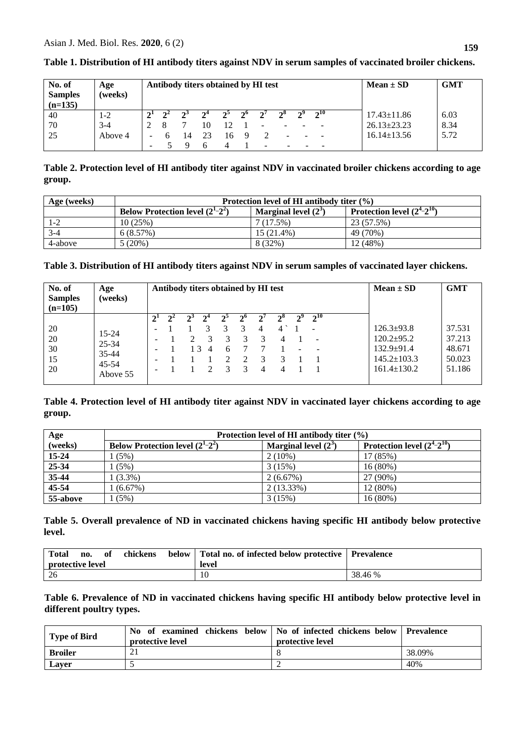**Table 1. Distribution of HI antibody titers against NDV in serum samples of vaccinated broiler chickens.**

| No. of Samples (n=135) | Age (weeks) | Antibody titers obtained by HI test | | | | | | | | | | Mean ± SD | GMT |
|---|---|---|---|---|---|---|---|---|---|---|---|---|---|
| | | $2^1$ | $2^2$ | $2^3$ | $2^4$ | $2^5$ | $2^6$ | $2^7$ | $2^8$ | $2^9$ | $2^{10}$ | | |
| 40 | 1-2 | 2 | 8 | 7 | 10 | 12 | 1 | - | - | - | - | 17.43±11.86 | 6.03 |
| 70 | 3-4 | - | 6 | 14 | 23 | 16 | 9 | 2 | - | - | - | 26.13±23.23 | 8.34 |
| 25 | Above 4 | - | 5 | 9 | 6 | 4 | 1 | - | - | - | - | 16.14±13.56 | 5.72 |

**Table 2. Protection level of HI antibody titer against NDV in vaccinated broiler chickens according to age group.**

| Age (weeks) | Protection level of HI antibody titer (%) | | |
|---|---|---|---|
| | Below Protection level ($2^1$–$2^2$) | Marginal level ($2^3$) | Protection level ($2^4$–$2^{10}$) |
| 1-2 | 10 (25%) | 7 (17.5%) | 23 (57.5%) |
| 3-4 | 6 (8.57%) | 15 (21.4%) | 49 (70%) |
| 4-above | 5 (20%) | 8 (32%) | 12 (48%) |

**Table 3. Distribution of HI antibody titers against NDV in serum samples of vaccinated layer chickens.**

| No. of Samples (n=105) | Age (weeks) | Antibody titers obtained by HI test | | | | | | | | | | Mean ± SD | GMT |
|---|---|---|---|---|---|---|---|---|---|---|---|---|---|
| | | $2^1$ | $2^2$ | $2^3$ | $2^4$ | $2^5$ | $2^6$ | $2^7$ | $2^8$ | $2^9$ | $2^{10}$ | | |
| 20 | 15-24 | - | 1 | 1 | 3 | 3 | 3 | 4 | 4 ` | 1 | - | 126.3±93.8 | 37.531 |
| 20 | 25-34 | - | 1 | 2 | 3 | 3 | 3 | 3 | 4 | 1 | - | 120.2±95.2 | 37.213 |
| 30 | 35-44 | - | 1 | 1 3 | 4 | 6 | 7 | 7 | 1 | - | - | 132.9±91.4 | 48.671 |
| 15 | 45-54 | - | 1 | 1 | 1 | 2 | 2 | 3 | 3 | 1 | 1 | 145.2±103.3 | 50.023 |
| 20 | Above 55 | - | 1 | 1 | 2 | 3 | 3 | 4 | 4 | 1 | 1 | 161.4±130.2 | 51.186 |

**Table 4. Protection level of HI antibody titer against NDV in vaccinated layer chickens according to age group.**

| Age (weeks) | Protection level of HI antibody titer (%) | | |
|---|---|---|---|
| | Below Protection level ($2^1$-$2^2$) | Marginal level ($2^3$) | Protection level ($2^4$-$2^{10}$) |
| **15-24** | 1 (5%) | 2 (10%) | 17 (85%) |
| **25-34** | 1 (5%) | 3 (15%) | 16 (80%) |
| **35-44** | 1 (3.3%) | 2 (6.67%) | 27 (90%) |
| **45-54** | 1 (6.67%) | 2 (13.33%) | 12 (80%) |
| **55-above** | 1 (5%) | 3 (15%) | 16 (80%) |

**Table 5. Overall prevalence of ND in vaccinated chickens having specific HI antibody below protective level.**

| Total no. of chickens below protective level | Total no. of infected below protective level | Prevalence |
|---|---|---|
| 26 | 10 | 38.46 % |

**Table 6. Prevalence of ND in vaccinated chickens having specific HI antibody below protective level in different poultry types.**

| Type of Bird | No of examined chickens below protective level | No of infected chickens below protective level | Prevalence |
|---|---|---|---|
| **Broiler** | 21 | 8 | 38.09% |
| **Layer** | 5 | 2 | 40% |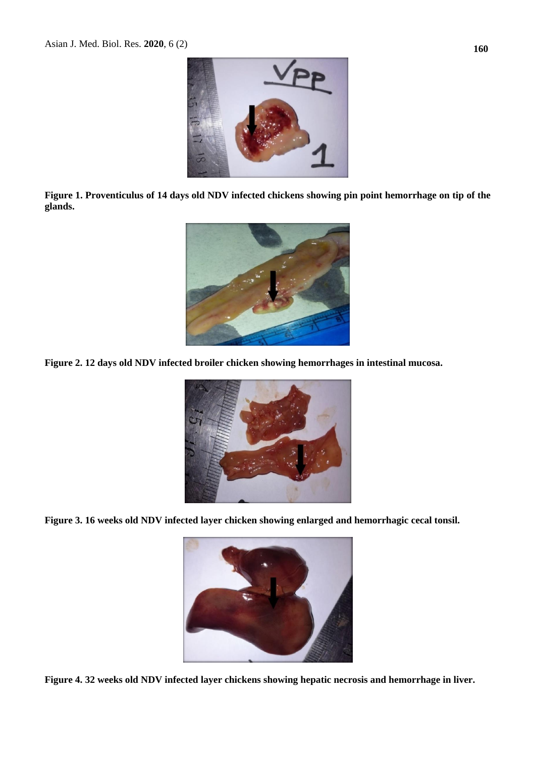**Figure 1. Proventiculus of 14 days old NDV infected chickens showing pin point hemorrhage on tip of the glands.**

**Figure 2. 12 days old NDV infected broiler chicken showing hemorrhages in intestinal mucosa.**

**Figure 3. 16 weeks old NDV infected layer chicken showing enlarged and hemorrhagic cecal tonsil.**

**Figure 4. 32 weeks old NDV infected layer chickens showing hepatic necrosis and hemorrhage in liver.**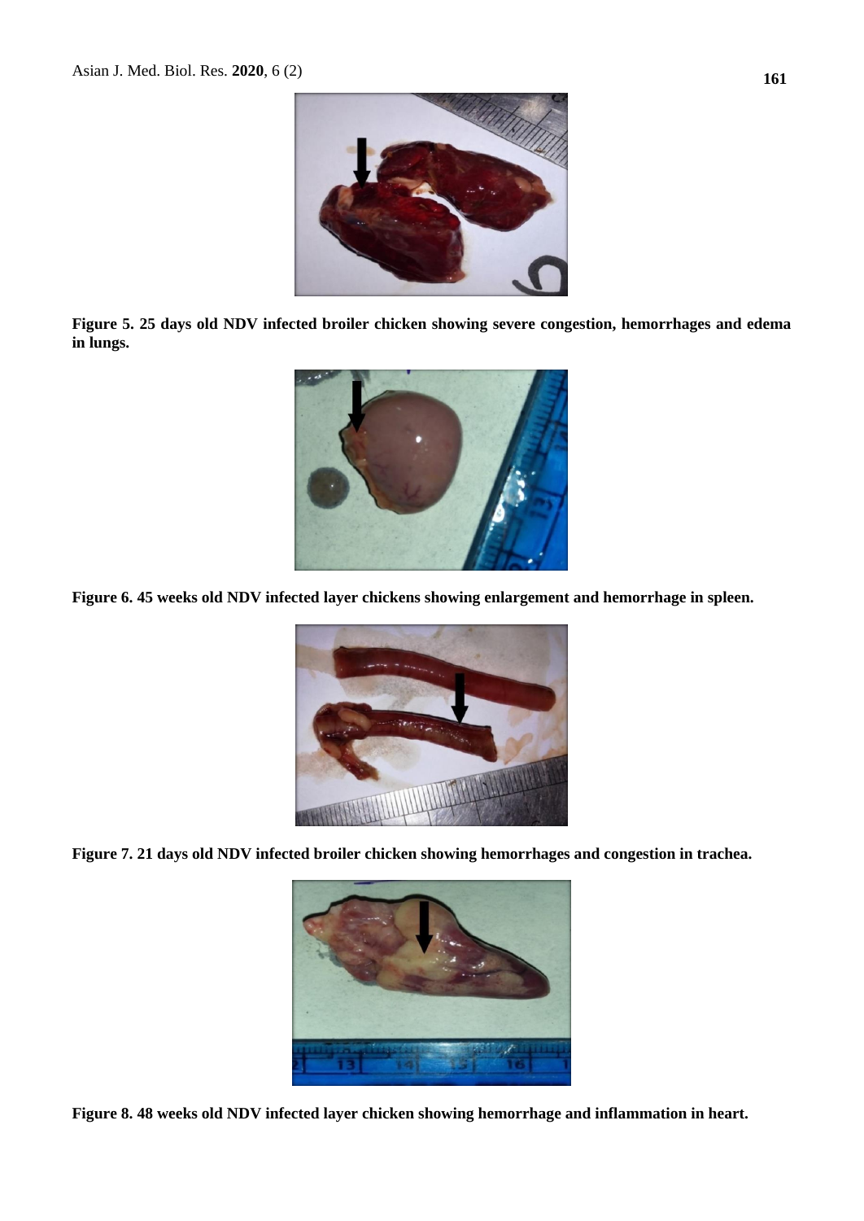**Figure 5. 25 days old NDV infected broiler chicken showing severe congestion, hemorrhages and edema in lungs.**

**Figure 6. 45 weeks old NDV infected layer chickens showing enlargement and hemorrhage in spleen.**

**Figure 7. 21 days old NDV infected broiler chicken showing hemorrhages and congestion in trachea.**

**Figure 8. 48 weeks old NDV infected layer chicken showing hemorrhage and inflammation in heart.**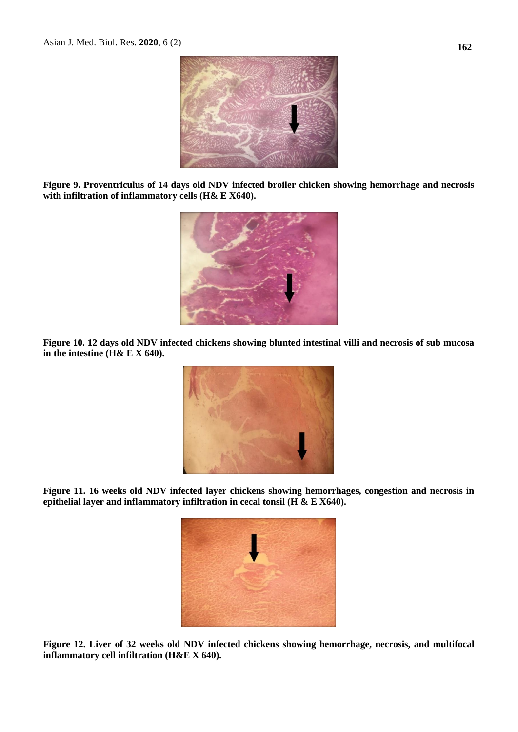**Figure 9. Proventriculus of 14 days old NDV infected broiler chicken showing hemorrhage and necrosis with infiltration of inflammatory cells (H& E X640).**

**Figure 10. 12 days old NDV infected chickens showing blunted intestinal villi and necrosis of sub mucosa in the intestine (H& E X 640).**

**Figure 11. 16 weeks old NDV infected layer chickens showing hemorrhages, congestion and necrosis in epithelial layer and inflammatory infiltration in cecal tonsil (H & E X640).**

**Figure 12. Liver of 32 weeks old NDV infected chickens showing hemorrhage, necrosis, and multifocal inflammatory cell infiltration (H&E X 640).**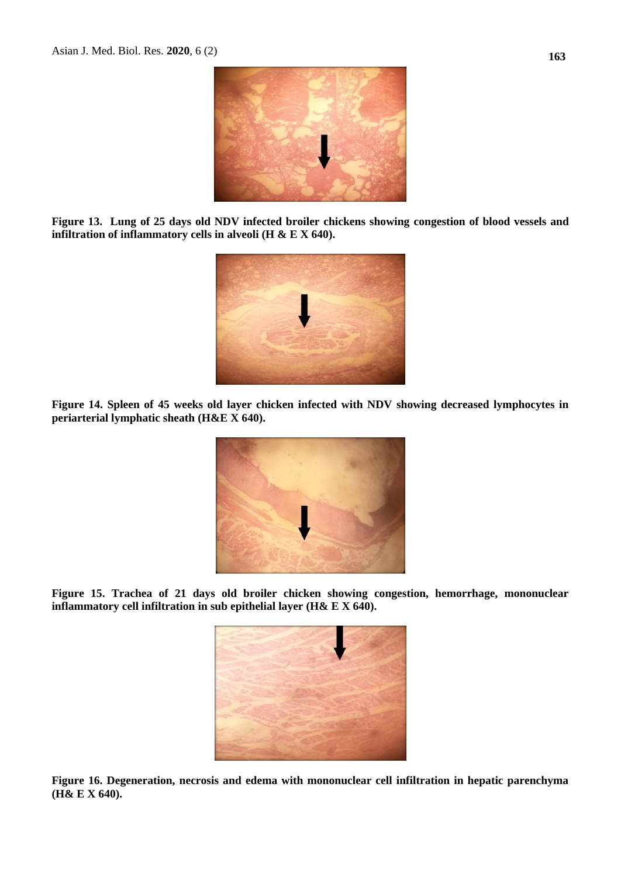**Figure 13. Lung of 25 days old NDV infected broiler chickens showing congestion of blood vessels and infiltration of inflammatory cells in alveoli (H & E X 640).**

**Figure 14. Spleen of 45 weeks old layer chicken infected with NDV showing decreased lymphocytes in periarterial lymphatic sheath (H&E X 640).**

**Figure 15. Trachea of 21 days old broiler chicken showing congestion, hemorrhage, mononuclear inflammatory cell infiltration in sub epithelial layer (H& E X 640).**

**Figure 16. Degeneration, necrosis and edema with mononuclear cell infiltration in hepatic parenchyma (H& E X 640).**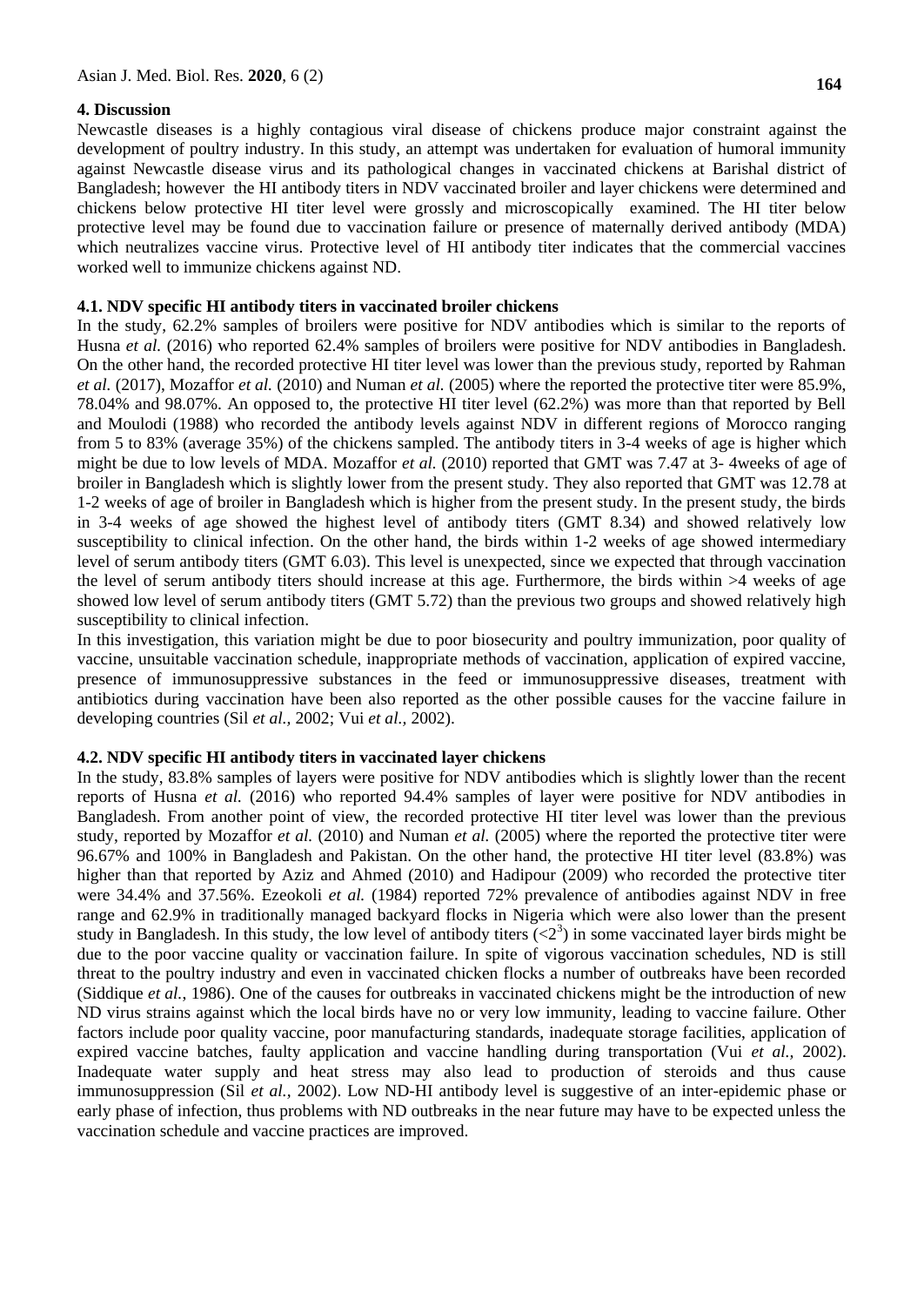## 4. Discussion

Newcastle diseases is a highly contagious viral disease of chickens produce major constraint against the development of poultry industry. In this study, an attempt was undertaken for evaluation of humoral immunity against Newcastle disease virus and its pathological changes in vaccinated chickens at Barishal district of Bangladesh; however the HI antibody titers in NDV vaccinated broiler and layer chickens were determined and chickens below protective HI titer level were grossly and microscopically examined. The HI titer below protective level may be found due to vaccination failure or presence of maternally derived antibody (MDA) which neutralizes vaccine virus. Protective level of HI antibody titer indicates that the commercial vaccines worked well to immunize chickens against ND.

### 4.1. NDV specific HI antibody titers in vaccinated broiler chickens

In the study, 62.2% samples of broilers were positive for NDV antibodies which is similar to the reports of Husna *et al.* (2016) who reported 62.4% samples of broilers were positive for NDV antibodies in Bangladesh. On the other hand, the recorded protective HI titer level was lower than the previous study, reported by Rahman *et al.* (2017), Mozaffor *et al.* (2010) and Numan *et al.* (2005) where the reported the protective titer were 85.9%, 78.04% and 98.07%. An opposed to, the protective HI titer level (62.2%) was more than that reported by Bell and Moulodi (1988) who recorded the antibody levels against NDV in different regions of Morocco ranging from 5 to 83% (average 35%) of the chickens sampled. The antibody titers in 3-4 weeks of age is higher which might be due to low levels of MDA. Mozaffor *et al.* (2010) reported that GMT was 7.47 at 3- 4weeks of age of broiler in Bangladesh which is slightly lower from the present study. They also reported that GMT was 12.78 at 1-2 weeks of age of broiler in Bangladesh which is higher from the present study. In the present study, the birds in 3-4 weeks of age showed the highest level of antibody titers (GMT 8.34) and showed relatively low susceptibility to clinical infection. On the other hand, the birds within 1-2 weeks of age showed intermediary level of serum antibody titers (GMT 6.03). This level is unexpected, since we expected that through vaccination the level of serum antibody titers should increase at this age. Furthermore, the birds within >4 weeks of age showed low level of serum antibody titers (GMT 5.72) than the previous two groups and showed relatively high susceptibility to clinical infection.

In this investigation, this variation might be due to poor biosecurity and poultry immunization, poor quality of vaccine, unsuitable vaccination schedule, inappropriate methods of vaccination, application of expired vaccine, presence of immunosuppressive substances in the feed or immunosuppressive diseases, treatment with antibiotics during vaccination have been also reported as the other possible causes for the vaccine failure in developing countries (Sil *et al.,* 2002; Vui *et al.,* 2002).

### 4.2. NDV specific HI antibody titers in vaccinated layer chickens

In the study, 83.8% samples of layers were positive for NDV antibodies which is slightly lower than the recent reports of Husna *et al.* (2016) who reported 94.4% samples of layer were positive for NDV antibodies in Bangladesh. From another point of view, the recorded protective HI titer level was lower than the previous study, reported by Mozaffor *et al.* (2010) and Numan *et al.* (2005) where the reported the protective titer were 96.67% and 100% in Bangladesh and Pakistan. On the other hand, the protective HI titer level (83.8%) was higher than that reported by Aziz and Ahmed (2010) and Hadipour (2009) who recorded the protective titer were 34.4% and 37.56%. Ezeokoli *et al.* (1984) reported 72% prevalence of antibodies against NDV in free range and 62.9% in traditionally managed backyard flocks in Nigeria which were also lower than the present study in Bangladesh. In this study, the low level of antibody titers ($<2^3$) in some vaccinated layer birds might be due to the poor vaccine quality or vaccination failure. In spite of vigorous vaccination schedules, ND is still threat to the poultry industry and even in vaccinated chicken flocks a number of outbreaks have been recorded (Siddique *et al.,* 1986). One of the causes for outbreaks in vaccinated chickens might be the introduction of new ND virus strains against which the local birds have no or very low immunity, leading to vaccine failure. Other factors include poor quality vaccine, poor manufacturing standards, inadequate storage facilities, application of expired vaccine batches, faulty application and vaccine handling during transportation (Vui *et al.,* 2002). Inadequate water supply and heat stress may also lead to production of steroids and thus cause immunosuppression (Sil *et al.,* 2002). Low ND-HI antibody level is suggestive of an inter-epidemic phase or early phase of infection, thus problems with ND outbreaks in the near future may have to be expected unless the vaccination schedule and vaccine practices are improved.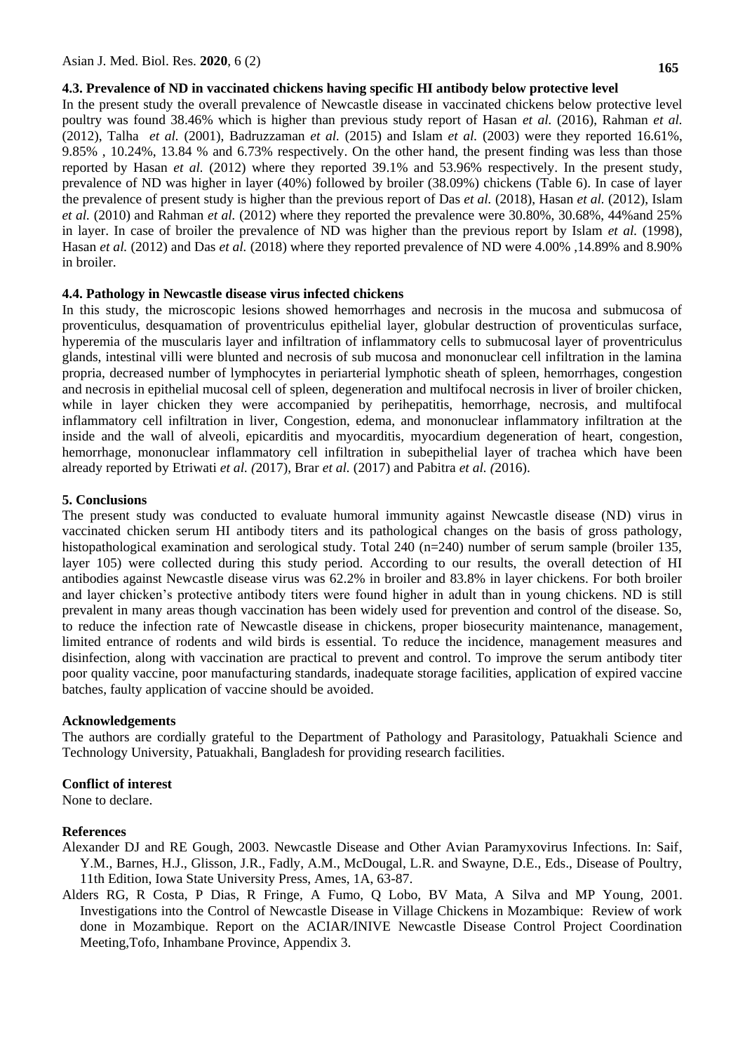### 4.3. Prevalence of ND in vaccinated chickens having specific HI antibody below protective level

In the present study the overall prevalence of Newcastle disease in vaccinated chickens below protective level poultry was found 38.46% which is higher than previous study report of Hasan *et al.* (2016), Rahman *et al.* (2012), Talha *et al.* (2001), Badruzzaman *et al.* (2015) and Islam *et al.* (2003) were they reported 16.61%, 9.85% , 10.24%, 13.84 % and 6.73% respectively. On the other hand, the present finding was less than those reported by Hasan *et al.* (2012) where they reported 39.1% and 53.96% respectively. In the present study, prevalence of ND was higher in layer (40%) followed by broiler (38.09%) chickens (Table 6). In case of layer the prevalence of present study is higher than the previous report of Das *et al.* (2018), Hasan *et al.* (2012), Islam *et al.* (2010) and Rahman *et al.* (2012) where they reported the prevalence were 30.80%, 30.68%, 44%and 25% in layer. In case of broiler the prevalence of ND was higher than the previous report by Islam *et al.* (1998), Hasan *et al.* (2012) and Das *et al.* (2018) where they reported prevalence of ND were 4.00% ,14.89% and 8.90% in broiler.

### 4.4. Pathology in Newcastle disease virus infected chickens

In this study, the microscopic lesions showed hemorrhages and necrosis in the mucosa and submucosa of proventiculus, desquamation of proventriculus epithelial layer, globular destruction of proventiculas surface, hyperemia of the muscularis layer and infiltration of inflammatory cells to submucosal layer of proventriculus glands, intestinal villi were blunted and necrosis of sub mucosa and mononuclear cell infiltration in the lamina propria, decreased number of lymphocytes in periarterial lymphotic sheath of spleen, hemorrhages, congestion and necrosis in epithelial mucosal cell of spleen, degeneration and multifocal necrosis in liver of broiler chicken, while in layer chicken they were accompanied by perihepatitis, hemorrhage, necrosis, and multifocal inflammatory cell infiltration in liver, Congestion, edema, and mononuclear inflammatory infiltration at the inside and the wall of alveoli, epicarditis and myocarditis, myocardium degeneration of heart, congestion, hemorrhage, mononuclear inflammatory cell infiltration in subepithelial layer of trachea which have been already reported by Etriwati *et al. (*2017), Brar *et al.* (2017) and Pabitra *et al. (*2016).

## 5. Conclusions

The present study was conducted to evaluate humoral immunity against Newcastle disease (ND) virus in vaccinated chicken serum HI antibody titers and its pathological changes on the basis of gross pathology, histopathological examination and serological study. Total 240 (n=240) number of serum sample (broiler 135, layer 105) were collected during this study period. According to our results, the overall detection of HI antibodies against Newcastle disease virus was 62.2% in broiler and 83.8% in layer chickens. For both broiler and layer chicken's protective antibody titers were found higher in adult than in young chickens. ND is still prevalent in many areas though vaccination has been widely used for prevention and control of the disease. So, to reduce the infection rate of Newcastle disease in chickens, proper biosecurity maintenance, management, limited entrance of rodents and wild birds is essential. To reduce the incidence, management measures and disinfection, along with vaccination are practical to prevent and control. To improve the serum antibody titer poor quality vaccine, poor manufacturing standards, inadequate storage facilities, application of expired vaccine batches, faulty application of vaccine should be avoided.

## Acknowledgements

The authors are cordially grateful to the Department of Pathology and Parasitology, Patuakhali Science and Technology University, Patuakhali, Bangladesh for providing research facilities.

## Conflict of interest

None to declare.

## References

Alexander DJ and RE Gough, 2003. Newcastle Disease and Other Avian Paramyxovirus Infections. In: Saif, Y.M., Barnes, H.J., Glisson, J.R., Fadly, A.M., McDougal, L.R. and Swayne, D.E., Eds., Disease of Poultry, 11th Edition, Iowa State University Press, Ames, 1A, 63-87.

Alders RG, R Costa, P Dias, R Fringe, A Fumo, Q Lobo, BV Mata, A Silva and MP Young, 2001. Investigations into the Control of Newcastle Disease in Village Chickens in Mozambique: Review of work done in Mozambique. Report on the ACIAR/INIVE Newcastle Disease Control Project Coordination Meeting,Tofo, Inhambane Province, Appendix 3.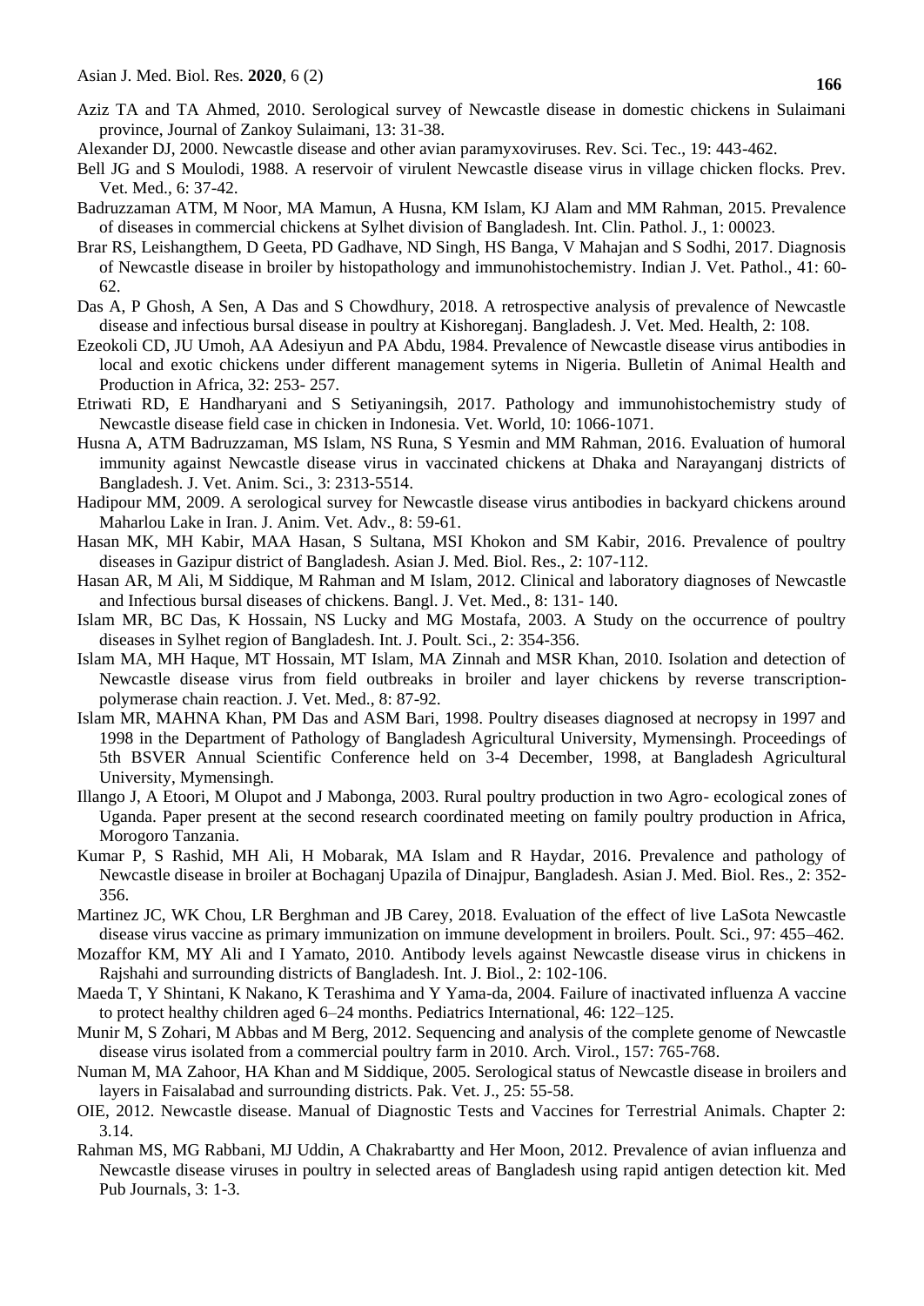Aziz TA and TA Ahmed, 2010. Serological survey of Newcastle disease in domestic chickens in Sulaimani province, Journal of Zankoy Sulaimani, 13: 31-38.

Alexander DJ, 2000. Newcastle disease and other avian paramyxoviruses. Rev. Sci. Tec., 19: 443-462.

Bell JG and S Moulodi, 1988. A reservoir of virulent Newcastle disease virus in village chicken flocks. Prev. Vet. Med., 6: 37-42.

Badruzzaman ATM, M Noor, MA Mamun, A Husna, KM Islam, KJ Alam and MM Rahman, 2015. Prevalence of diseases in commercial chickens at Sylhet division of Bangladesh. Int. Clin. Pathol. J., 1: 00023.

Brar RS, Leishangthem, D Geeta, PD Gadhave, ND Singh, HS Banga, V Mahajan and S Sodhi, 2017. Diagnosis of Newcastle disease in broiler by histopathology and immunohistochemistry. Indian J. Vet. Pathol., 41: 60-62.

Das A, P Ghosh, A Sen, A Das and S Chowdhury, 2018. A retrospective analysis of prevalence of Newcastle disease and infectious bursal disease in poultry at Kishoreganj. Bangladesh. J. Vet. Med. Health, 2: 108.

Ezeokoli CD, JU Umoh, AA Adesiyun and PA Abdu, 1984. Prevalence of Newcastle disease virus antibodies in local and exotic chickens under different management sytems in Nigeria. Bulletin of Animal Health and Production in Africa, 32: 253- 257.

Etriwati RD, E Handharyani and S Setiyaningsih, 2017. Pathology and immunohistochemistry study of Newcastle disease field case in chicken in Indonesia. Vet. World, 10: 1066-1071.

Husna A, ATM Badruzzaman, MS Islam, NS Runa, S Yesmin and MM Rahman, 2016. Evaluation of humoral immunity against Newcastle disease virus in vaccinated chickens at Dhaka and Narayanganj districts of Bangladesh. J. Vet. Anim. Sci., 3: 2313-5514.

Hadipour MM, 2009. A serological survey for Newcastle disease virus antibodies in backyard chickens around Maharlou Lake in Iran. J. Anim. Vet. Adv., 8: 59-61.

Hasan MK, MH Kabir, MAA Hasan, S Sultana, MSI Khokon and SM Kabir, 2016. Prevalence of poultry diseases in Gazipur district of Bangladesh. Asian J. Med. Biol. Res., 2: 107-112.

Hasan AR, M Ali, M Siddique, M Rahman and M Islam, 2012. Clinical and laboratory diagnoses of Newcastle and Infectious bursal diseases of chickens. Bangl. J. Vet. Med., 8: 131- 140.

Islam MR, BC Das, K Hossain, NS Lucky and MG Mostafa, 2003. A Study on the occurrence of poultry diseases in Sylhet region of Bangladesh. Int. J. Poult. Sci., 2: 354-356.

Islam MA, MH Haque, MT Hossain, MT Islam, MA Zinnah and MSR Khan, 2010. Isolation and detection of Newcastle disease virus from field outbreaks in broiler and layer chickens by reverse transcription-polymerase chain reaction. J. Vet. Med., 8: 87-92.

Islam MR, MAHNA Khan, PM Das and ASM Bari, 1998. Poultry diseases diagnosed at necropsy in 1997 and 1998 in the Department of Pathology of Bangladesh Agricultural University, Mymensingh. Proceedings of 5th BSVER Annual Scientific Conference held on 3-4 December, 1998, at Bangladesh Agricultural University, Mymensingh.

Illango J, A Etoori, M Olupot and J Mabonga, 2003. Rural poultry production in two Agro- ecological zones of Uganda. Paper present at the second research coordinated meeting on family poultry production in Africa, Morogoro Tanzania.

Kumar P, S Rashid, MH Ali, H Mobarak, MA Islam and R Haydar, 2016. Prevalence and pathology of Newcastle disease in broiler at Bochaganj Upazila of Dinajpur, Bangladesh. Asian J. Med. Biol. Res., 2: 352-356.

Martinez JC, WK Chou, LR Berghman and JB Carey, 2018. Evaluation of the effect of live LaSota Newcastle disease virus vaccine as primary immunization on immune development in broilers. Poult. Sci., 97: 455–462.

Mozaffor KM, MY Ali and I Yamato, 2010. Antibody levels against Newcastle disease virus in chickens in Rajshahi and surrounding districts of Bangladesh. Int. J. Biol., 2: 102-106.

Maeda T, Y Shintani, K Nakano, K Terashima and Y Yama-da, 2004. Failure of inactivated influenza A vaccine to protect healthy children aged 6–24 months. Pediatrics International, 46: 122–125.

Munir M, S Zohari, M Abbas and M Berg, 2012. Sequencing and analysis of the complete genome of Newcastle disease virus isolated from a commercial poultry farm in 2010. Arch. Virol., 157: 765-768.

Numan M, MA Zahoor, HA Khan and M Siddique, 2005. Serological status of Newcastle disease in broilers and layers in Faisalabad and surrounding districts. Pak. Vet. J., 25: 55-58.

OIE, 2012. Newcastle disease. Manual of Diagnostic Tests and Vaccines for Terrestrial Animals. Chapter 2: 3.14.

Rahman MS, MG Rabbani, MJ Uddin, A Chakrabartty and Her Moon, 2012. Prevalence of avian influenza and Newcastle disease viruses in poultry in selected areas of Bangladesh using rapid antigen detection kit. Med Pub Journals, 3: 1-3.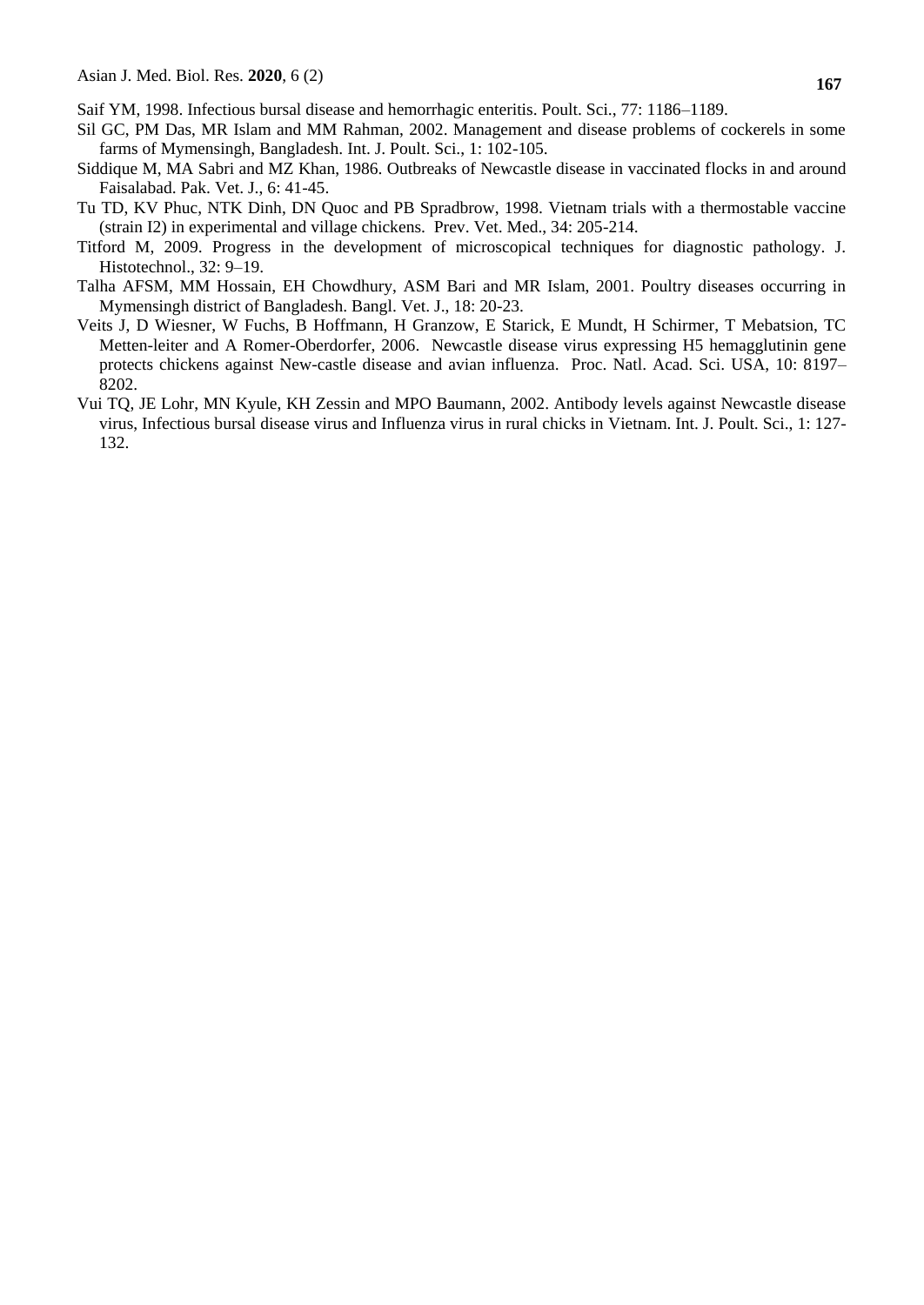Saif YM, 1998. Infectious bursal disease and hemorrhagic enteritis. Poult. Sci., 77: 1186–1189.

Sil GC, PM Das, MR Islam and MM Rahman, 2002. Management and disease problems of cockerels in some farms of Mymensingh, Bangladesh. Int. J. Poult. Sci., 1: 102-105.

Siddique M, MA Sabri and MZ Khan, 1986. Outbreaks of Newcastle disease in vaccinated flocks in and around Faisalabad. Pak. Vet. J., 6: 41-45.

Tu TD, KV Phuc, NTK Dinh, DN Quoc and PB Spradbrow, 1998. Vietnam trials with a thermostable vaccine (strain I2) in experimental and village chickens. Prev. Vet. Med., 34: 205-214.

Titford M, 2009. Progress in the development of microscopical techniques for diagnostic pathology. J. Histotechnol., 32: 9–19.

Talha AFSM, MM Hossain, EH Chowdhury, ASM Bari and MR Islam, 2001. Poultry diseases occurring in Mymensingh district of Bangladesh. Bangl. Vet. J., 18: 20-23.

Veits J, D Wiesner, W Fuchs, B Hoffmann, H Granzow, E Starick, E Mundt, H Schirmer, T Mebatsion, TC Metten-leiter and A Romer-Oberdorfer, 2006. Newcastle disease virus expressing H5 hemagglutinin gene protects chickens against New-castle disease and avian influenza. Proc. Natl. Acad. Sci. USA, 10: 8197–8202.

Vui TQ, JE Lohr, MN Kyule, KH Zessin and MPO Baumann, 2002. Antibody levels against Newcastle disease virus, Infectious bursal disease virus and Influenza virus in rural chicks in Vietnam. Int. J. Poult. Sci., 1: 127-132.